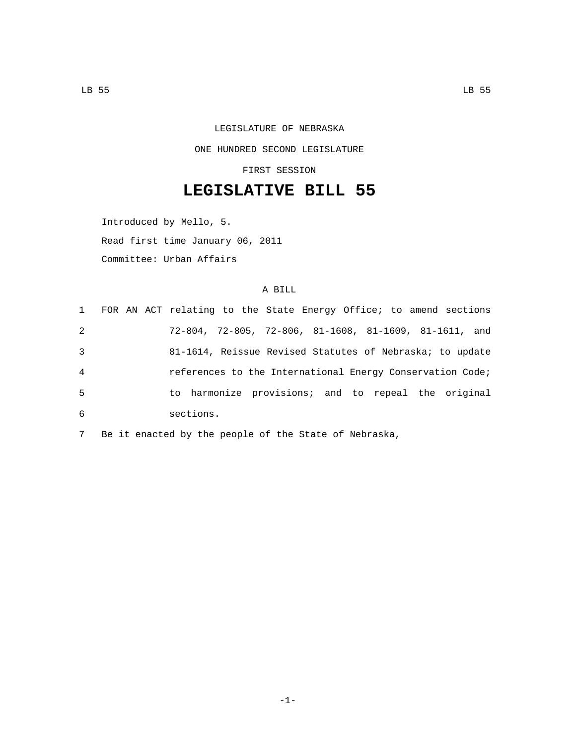LEGISLATURE OF NEBRASKA

ONE HUNDRED SECOND LEGISLATURE

FIRST SESSION

# LEGISLATIVE BILL 55

Introduced by Mello, 5.

Read first time January 06, 2011

Committee: Urban Affairs

A BILL

1 FOR AN ACT relating to the State Energy Office; to amend sections
2 72-804, 72-805, 72-806, 81-1608, 81-1609, 81-1611, and
3 81-1614, Reissue Revised Statutes of Nebraska; to update
4 references to the International Energy Conservation Code;
5 to harmonize provisions; and to repeal the original
6 sections.

7 Be it enacted by the people of the State of Nebraska,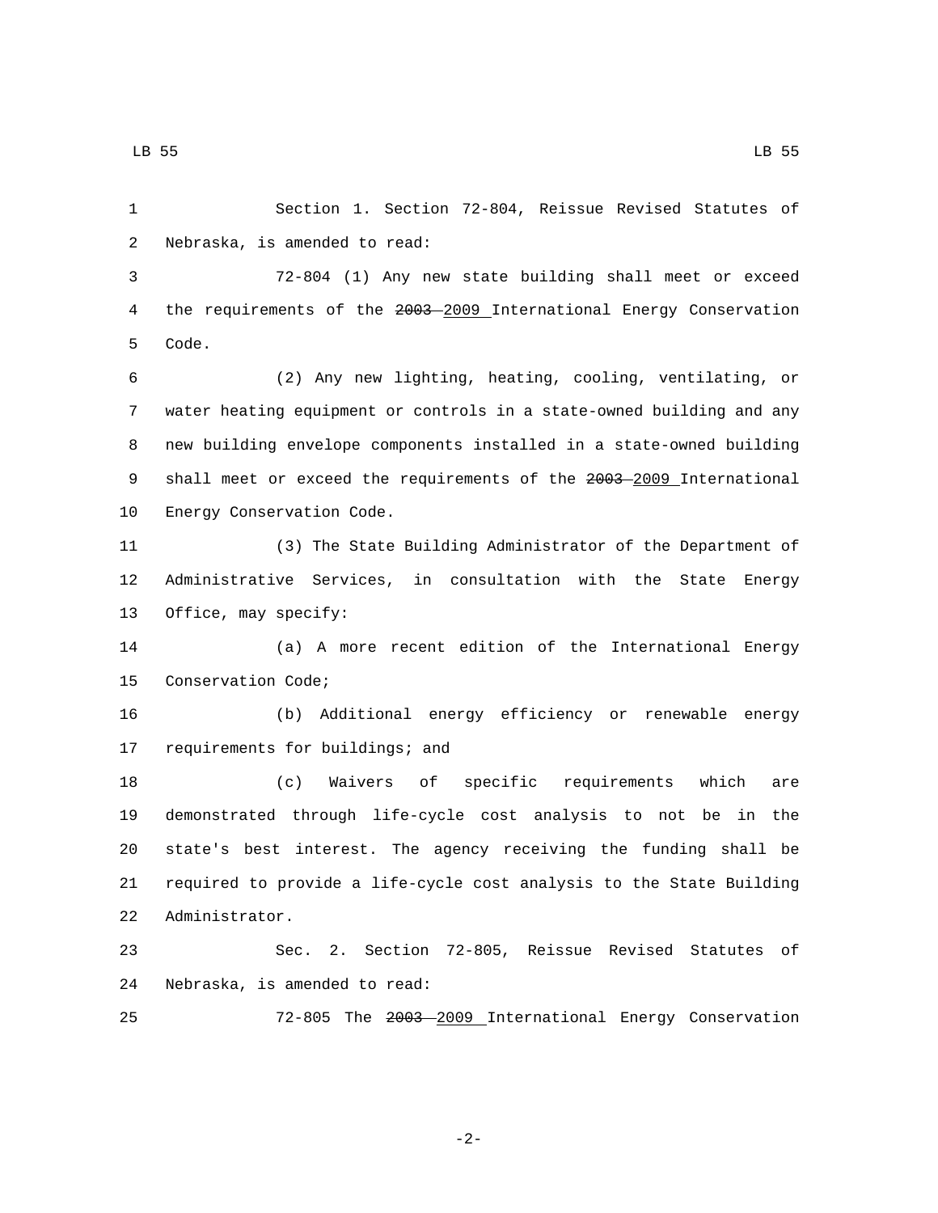Section 1. Section 72-804, Reissue Revised Statutes of Nebraska, is amended to read:

72-804 (1) Any new state building shall meet or exceed the requirements of the ~~2003~~ 2009 International Energy Conservation Code.

(2) Any new lighting, heating, cooling, ventilating, or water heating equipment or controls in a state-owned building and any new building envelope components installed in a state-owned building shall meet or exceed the requirements of the ~~2003~~ 2009 International Energy Conservation Code.

(3) The State Building Administrator of the Department of Administrative Services, in consultation with the State Energy Office, may specify:

(a) A more recent edition of the International Energy Conservation Code;

(b) Additional energy efficiency or renewable energy requirements for buildings; and

(c) Waivers of specific requirements which are demonstrated through life-cycle cost analysis to not be in the state's best interest. The agency receiving the funding shall be required to provide a life-cycle cost analysis to the State Building Administrator.

Sec. 2. Section 72-805, Reissue Revised Statutes of Nebraska, is amended to read:

72-805 The ~~2003~~ 2009 International Energy Conservation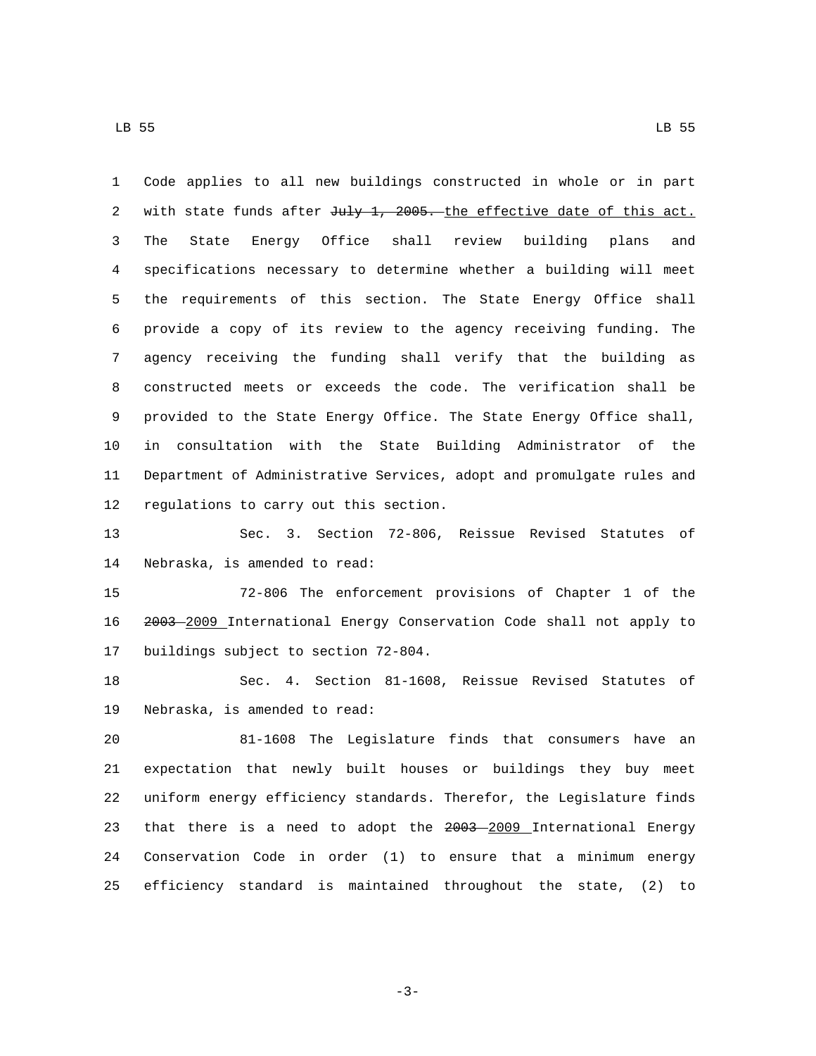Code applies to all new buildings constructed in whole or in part with state funds after ~~July 1, 2005.~~ the effective date of this act. The State Energy Office shall review building plans and specifications necessary to determine whether a building will meet the requirements of this section. The State Energy Office shall provide a copy of its review to the agency receiving funding. The agency receiving the funding shall verify that the building as constructed meets or exceeds the code. The verification shall be provided to the State Energy Office. The State Energy Office shall, in consultation with the State Building Administrator of the Department of Administrative Services, adopt and promulgate rules and regulations to carry out this section.

Sec. 3. Section 72-806, Reissue Revised Statutes of Nebraska, is amended to read:

72-806 The enforcement provisions of Chapter 1 of the ~~2003~~ 2009 International Energy Conservation Code shall not apply to buildings subject to section 72-804.

Sec. 4. Section 81-1608, Reissue Revised Statutes of Nebraska, is amended to read:

81-1608 The Legislature finds that consumers have an expectation that newly built houses or buildings they buy meet uniform energy efficiency standards. Therefor, the Legislature finds that there is a need to adopt the ~~2003~~ 2009 International Energy Conservation Code in order (1) to ensure that a minimum energy efficiency standard is maintained throughout the state, (2) to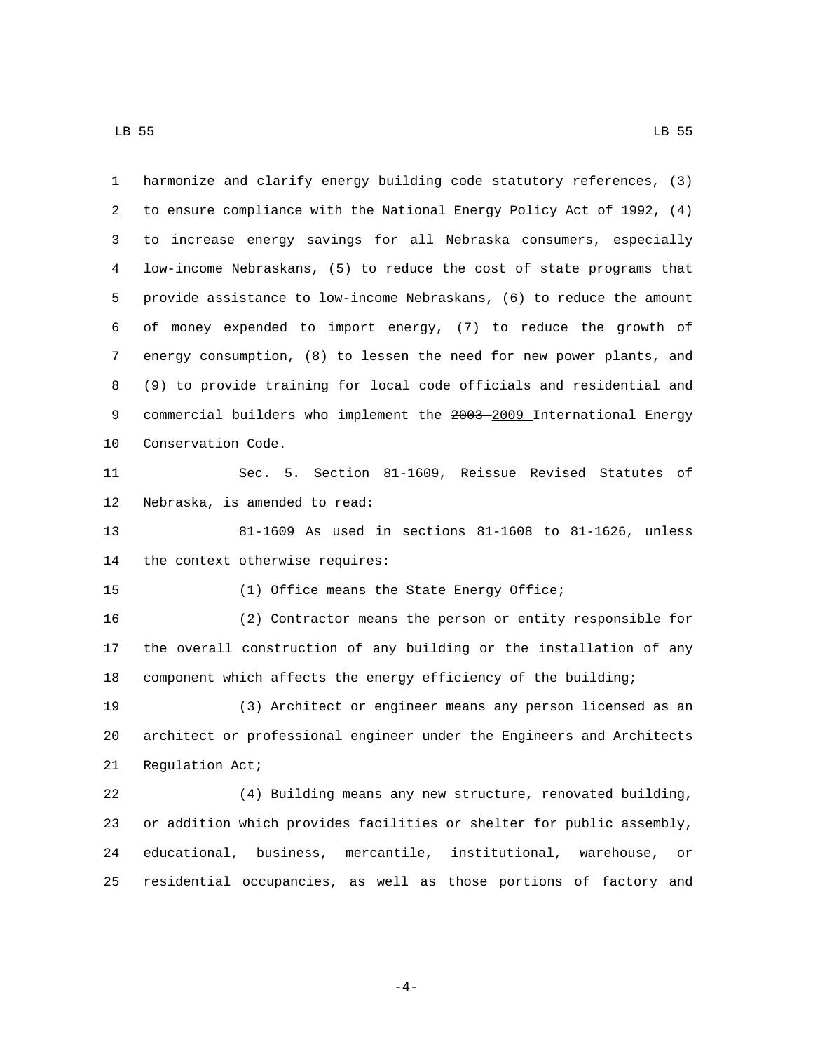harmonize and clarify energy building code statutory references, (3) to ensure compliance with the National Energy Policy Act of 1992, (4) to increase energy savings for all Nebraska consumers, especially low-income Nebraskans, (5) to reduce the cost of state programs that provide assistance to low-income Nebraskans, (6) to reduce the amount of money expended to import energy, (7) to reduce the growth of energy consumption, (8) to lessen the need for new power plants, and (9) to provide training for local code officials and residential and commercial builders who implement the ~~2003~~ 2009 International Energy Conservation Code.

Sec. 5. Section 81-1609, Reissue Revised Statutes of Nebraska, is amended to read:

81-1609 As used in sections 81-1608 to 81-1626, unless the context otherwise requires:

(1) Office means the State Energy Office;

(2) Contractor means the person or entity responsible for the overall construction of any building or the installation of any component which affects the energy efficiency of the building;

(3) Architect or engineer means any person licensed as an architect or professional engineer under the Engineers and Architects Regulation Act;

(4) Building means any new structure, renovated building, or addition which provides facilities or shelter for public assembly, educational, business, mercantile, institutional, warehouse, or residential occupancies, as well as those portions of factory and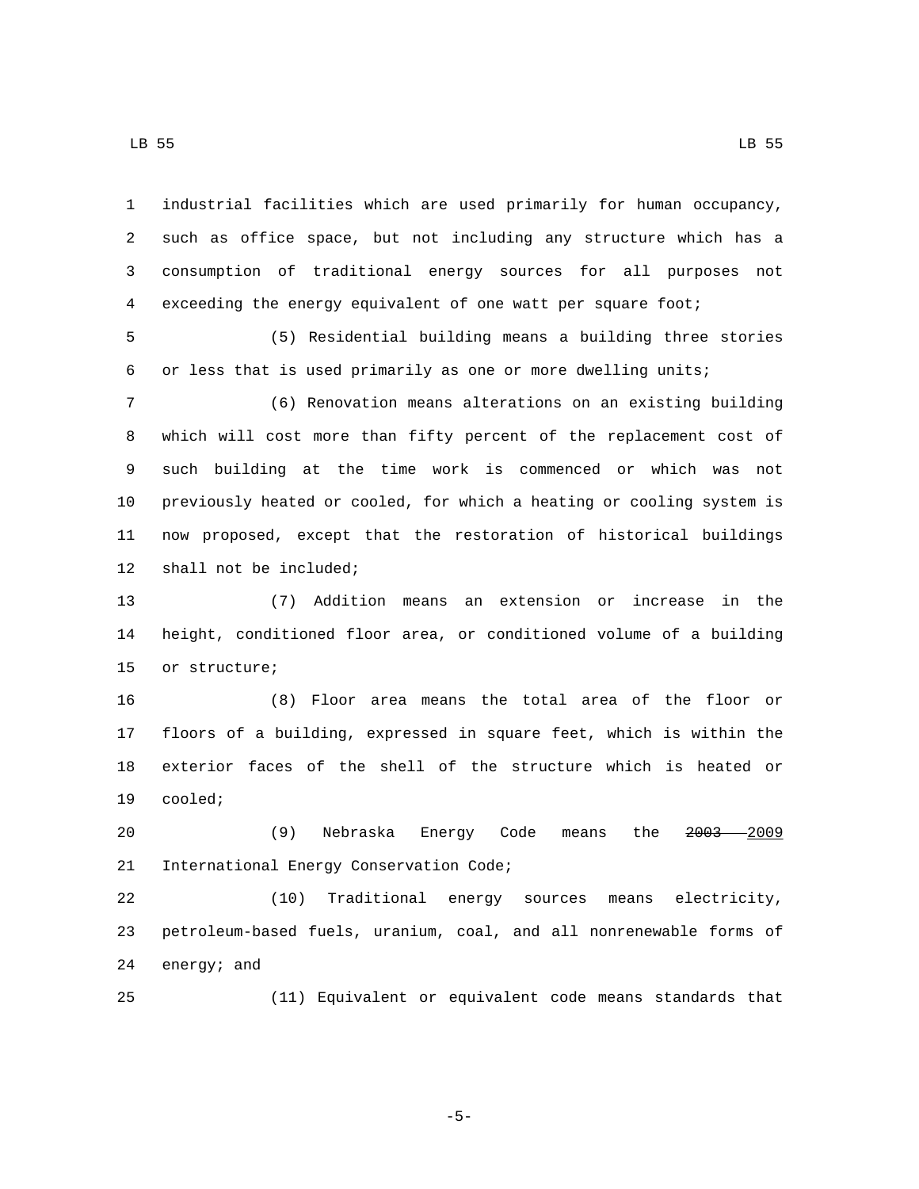industrial facilities which are used primarily for human occupancy, such as office space, but not including any structure which has a consumption of traditional energy sources for all purposes not exceeding the energy equivalent of one watt per square foot;

(5) Residential building means a building three stories or less that is used primarily as one or more dwelling units;

(6) Renovation means alterations on an existing building which will cost more than fifty percent of the replacement cost of such building at the time work is commenced or which was not previously heated or cooled, for which a heating or cooling system is now proposed, except that the restoration of historical buildings shall not be included;

(7) Addition means an extension or increase in the height, conditioned floor area, or conditioned volume of a building or structure;

(8) Floor area means the total area of the floor or floors of a building, expressed in square feet, which is within the exterior faces of the shell of the structure which is heated or cooled;

(9) Nebraska Energy Code means the ~~2003~~ 2009 International Energy Conservation Code;

(10) Traditional energy sources means electricity, petroleum-based fuels, uranium, coal, and all nonrenewable forms of energy; and

(11) Equivalent or equivalent code means standards that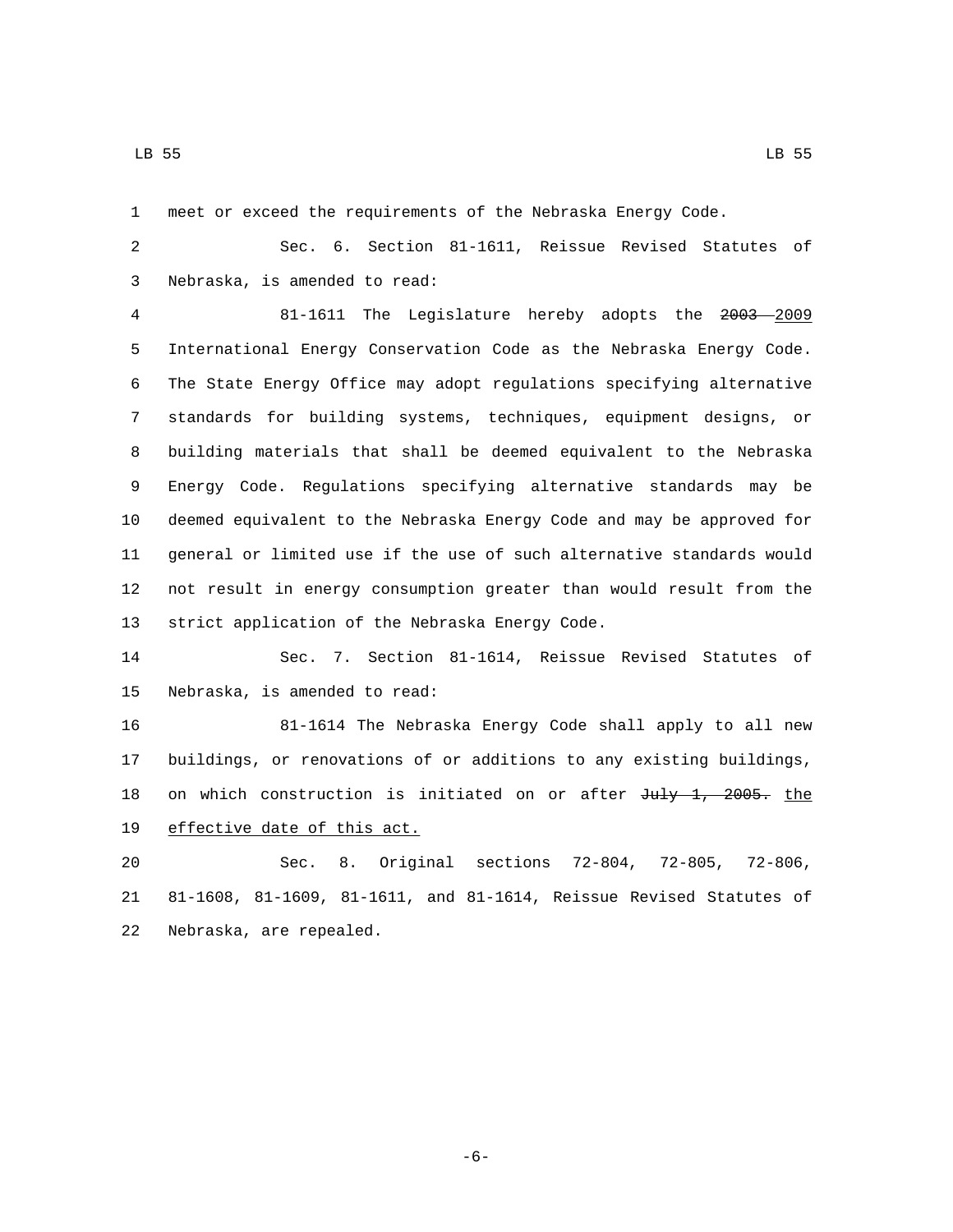meet or exceed the requirements of the Nebraska Energy Code.

Sec. 6. Section 81-1611, Reissue Revised Statutes of Nebraska, is amended to read:

81-1611 The Legislature hereby adopts the ~~2003~~ <u>2009</u> International Energy Conservation Code as the Nebraska Energy Code. The State Energy Office may adopt regulations specifying alternative standards for building systems, techniques, equipment designs, or building materials that shall be deemed equivalent to the Nebraska Energy Code. Regulations specifying alternative standards may be deemed equivalent to the Nebraska Energy Code and may be approved for general or limited use if the use of such alternative standards would not result in energy consumption greater than would result from the strict application of the Nebraska Energy Code.

Sec. 7. Section 81-1614, Reissue Revised Statutes of Nebraska, is amended to read:

81-1614 The Nebraska Energy Code shall apply to all new buildings, or renovations of or additions to any existing buildings, on which construction is initiated on or after ~~July 1, 2005.~~ <u>the effective date of this act.</u>

Sec. 8. Original sections 72-804, 72-805, 72-806, 81-1608, 81-1609, 81-1611, and 81-1614, Reissue Revised Statutes of Nebraska, are repealed.